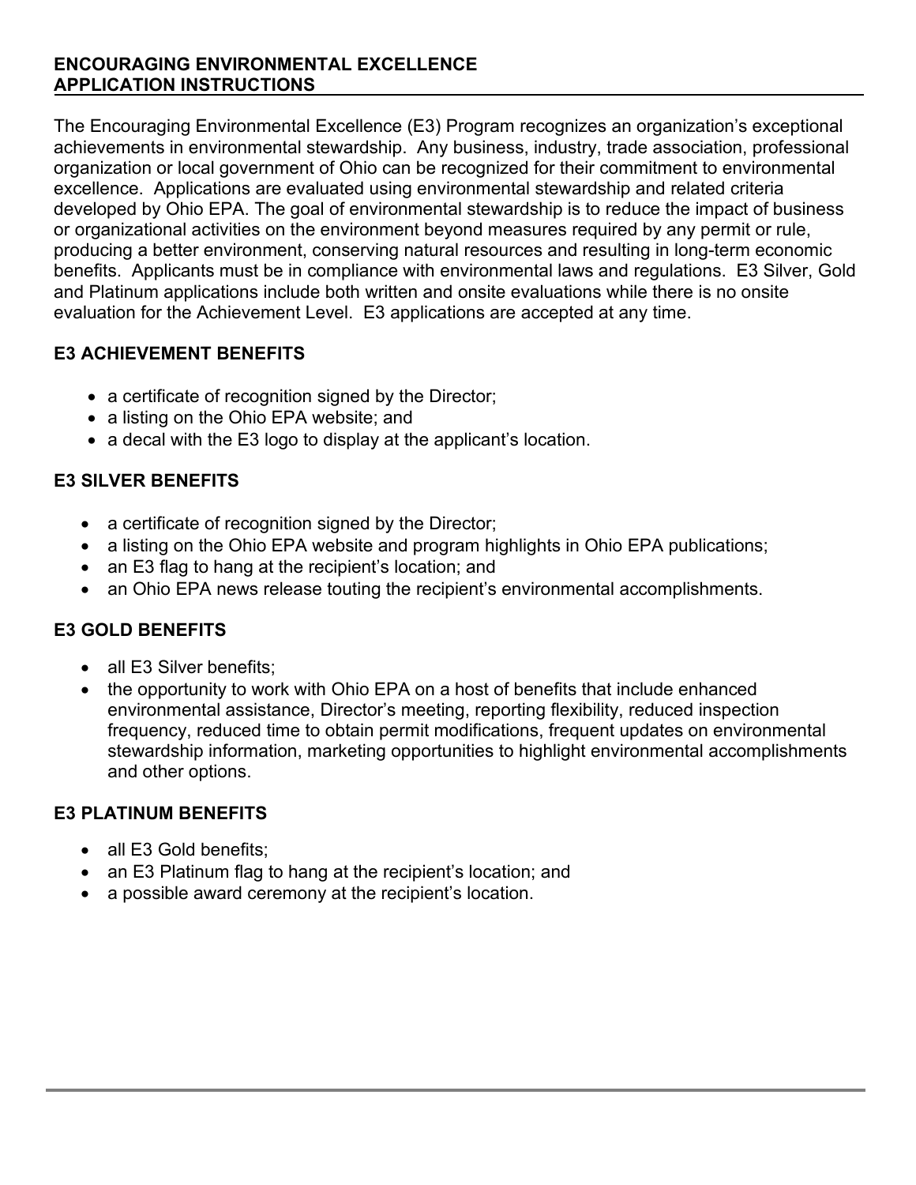# ENCOURAGING ENVIRONMENTAL EXCELLENCE
## APPLICATION INSTRUCTIONS

The Encouraging Environmental Excellence (E3) Program recognizes an organization's exceptional achievements in environmental stewardship. Any business, industry, trade association, professional organization or local government of Ohio can be recognized for their commitment to environmental excellence. Applications are evaluated using environmental stewardship and related criteria developed by Ohio EPA. The goal of environmental stewardship is to reduce the impact of business or organizational activities on the environment beyond measures required by any permit or rule, producing a better environment, conserving natural resources and resulting in long-term economic benefits. Applicants must be in compliance with environmental laws and regulations. E3 Silver, Gold and Platinum applications include both written and onsite evaluations while there is no onsite evaluation for the Achievement Level. E3 applications are accepted at any time.

### E3 ACHIEVEMENT BENEFITS

- a certificate of recognition signed by the Director;
- a listing on the Ohio EPA website; and
- a decal with the E3 logo to display at the applicant's location.

### E3 SILVER BENEFITS

- a certificate of recognition signed by the Director;
- a listing on the Ohio EPA website and program highlights in Ohio EPA publications;
- an E3 flag to hang at the recipient's location; and
- an Ohio EPA news release touting the recipient's environmental accomplishments.

### E3 GOLD BENEFITS

- all E3 Silver benefits;
- the opportunity to work with Ohio EPA on a host of benefits that include enhanced environmental assistance, Director's meeting, reporting flexibility, reduced inspection frequency, reduced time to obtain permit modifications, frequent updates on environmental stewardship information, marketing opportunities to highlight environmental accomplishments and other options.

### E3 PLATINUM BENEFITS

- all E3 Gold benefits;
- an E3 Platinum flag to hang at the recipient's location; and
- a possible award ceremony at the recipient's location.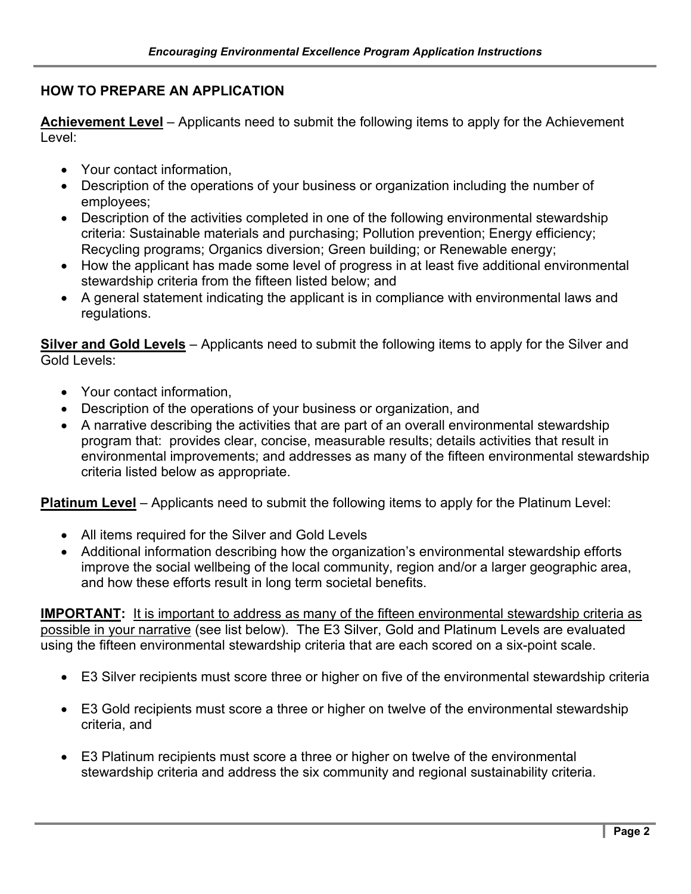## HOW TO PREPARE AN APPLICATION

**Achievement Level** – Applicants need to submit the following items to apply for the Achievement Level:

- Your contact information,
- Description of the operations of your business or organization including the number of employees;
- Description of the activities completed in one of the following environmental stewardship criteria: Sustainable materials and purchasing; Pollution prevention; Energy efficiency; Recycling programs; Organics diversion; Green building; or Renewable energy;
- How the applicant has made some level of progress in at least five additional environmental stewardship criteria from the fifteen listed below; and
- A general statement indicating the applicant is in compliance with environmental laws and regulations.

**Silver and Gold Levels** – Applicants need to submit the following items to apply for the Silver and Gold Levels:

- Your contact information,
- Description of the operations of your business or organization, and
- A narrative describing the activities that are part of an overall environmental stewardship program that: provides clear, concise, measurable results; details activities that result in environmental improvements; and addresses as many of the fifteen environmental stewardship criteria listed below as appropriate.

**Platinum Level** – Applicants need to submit the following items to apply for the Platinum Level:

- All items required for the Silver and Gold Levels
- Additional information describing how the organization's environmental stewardship efforts improve the social wellbeing of the local community, region and/or a larger geographic area, and how these efforts result in long term societal benefits.

**IMPORTANT:** It is important to address as many of the fifteen environmental stewardship criteria as possible in your narrative (see list below). The E3 Silver, Gold and Platinum Levels are evaluated using the fifteen environmental stewardship criteria that are each scored on a six-point scale.

- E3 Silver recipients must score three or higher on five of the environmental stewardship criteria
- E3 Gold recipients must score a three or higher on twelve of the environmental stewardship criteria, and
- E3 Platinum recipients must score a three or higher on twelve of the environmental stewardship criteria and address the six community and regional sustainability criteria.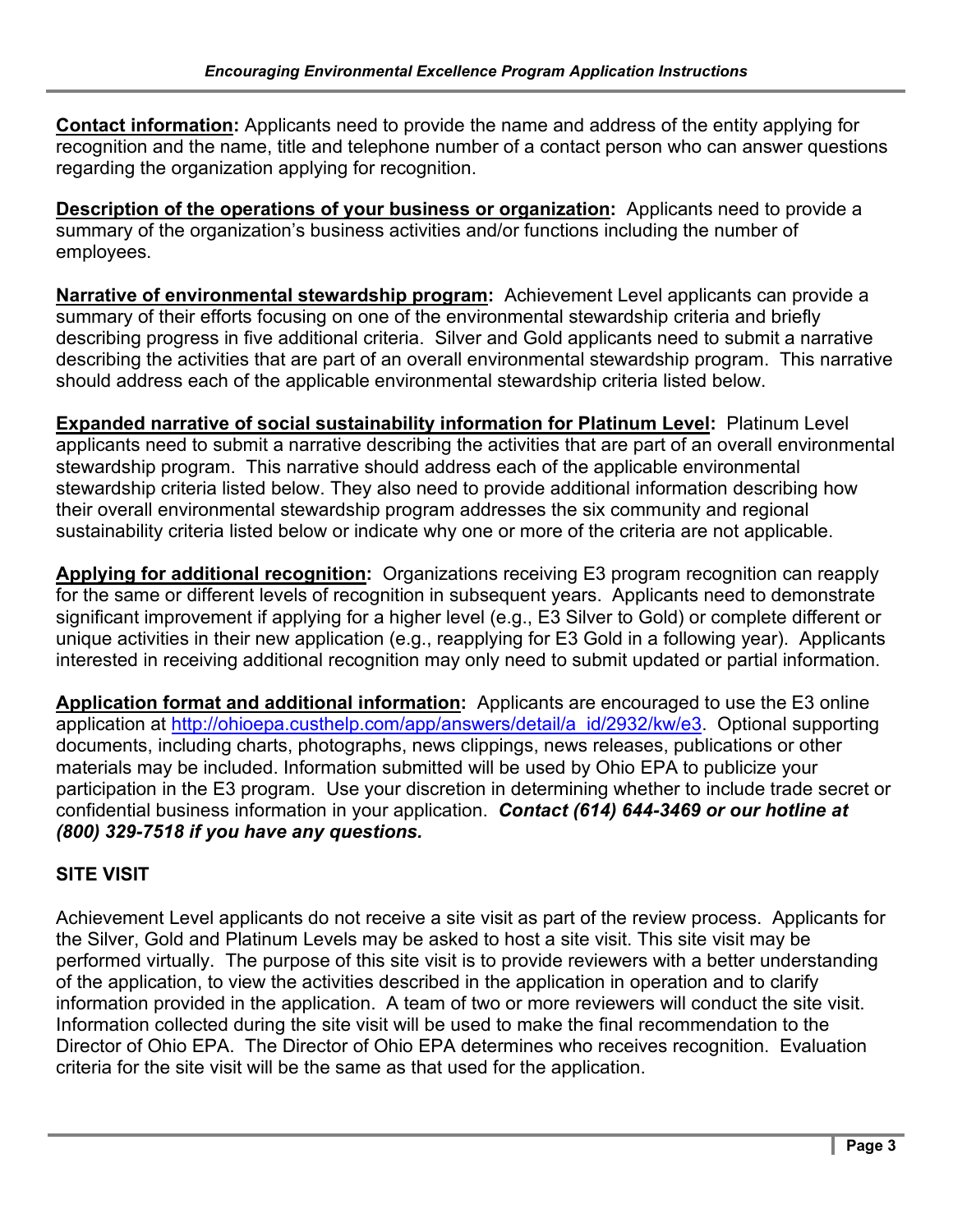**Contact information:** Applicants need to provide the name and address of the entity applying for recognition and the name, title and telephone number of a contact person who can answer questions regarding the organization applying for recognition.

**Description of the operations of your business or organization:** Applicants need to provide a summary of the organization's business activities and/or functions including the number of employees.

**Narrative of environmental stewardship program:** Achievement Level applicants can provide a summary of their efforts focusing on one of the environmental stewardship criteria and briefly describing progress in five additional criteria. Silver and Gold applicants need to submit a narrative describing the activities that are part of an overall environmental stewardship program. This narrative should address each of the applicable environmental stewardship criteria listed below.

**Expanded narrative of social sustainability information for Platinum Level:** Platinum Level applicants need to submit a narrative describing the activities that are part of an overall environmental stewardship program. This narrative should address each of the applicable environmental stewardship criteria listed below. They also need to provide additional information describing how their overall environmental stewardship program addresses the six community and regional sustainability criteria listed below or indicate why one or more of the criteria are not applicable.

**Applying for additional recognition:** Organizations receiving E3 program recognition can reapply for the same or different levels of recognition in subsequent years. Applicants need to demonstrate significant improvement if applying for a higher level (e.g., E3 Silver to Gold) or complete different or unique activities in their new application (e.g., reapplying for E3 Gold in a following year). Applicants interested in receiving additional recognition may only need to submit updated or partial information.

**Application format and additional information:** Applicants are encouraged to use the E3 online application at http://ohioepa.custhelp.com/app/answers/detail/a_id/2932/kw/e3. Optional supporting documents, including charts, photographs, news clippings, news releases, publications or other materials may be included. Information submitted will be used by Ohio EPA to publicize your participation in the E3 program. Use your discretion in determining whether to include trade secret or confidential business information in your application. ***Contact (614) 644-3469 or our hotline at (800) 329-7518 if you have any questions.***

## SITE VISIT

Achievement Level applicants do not receive a site visit as part of the review process. Applicants for the Silver, Gold and Platinum Levels may be asked to host a site visit. This site visit may be performed virtually. The purpose of this site visit is to provide reviewers with a better understanding of the application, to view the activities described in the application in operation and to clarify information provided in the application. A team of two or more reviewers will conduct the site visit. Information collected during the site visit will be used to make the final recommendation to the Director of Ohio EPA. The Director of Ohio EPA determines who receives recognition. Evaluation criteria for the site visit will be the same as that used for the application.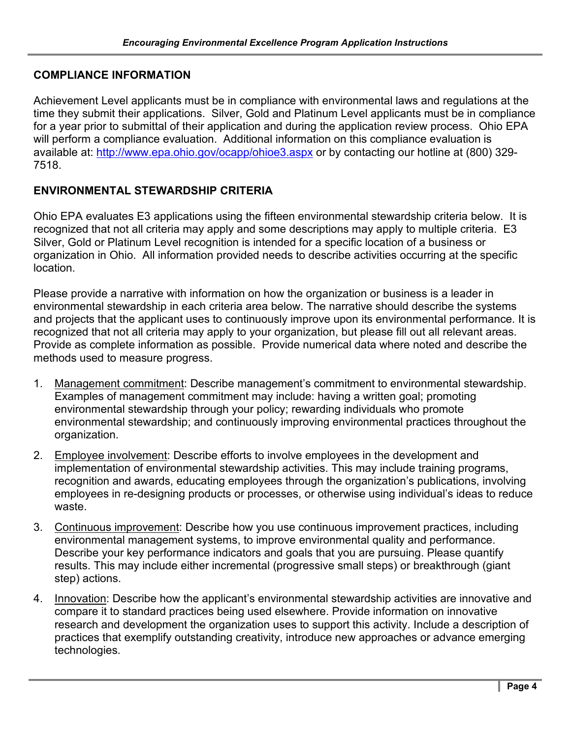## COMPLIANCE INFORMATION

Achievement Level applicants must be in compliance with environmental laws and regulations at the time they submit their applications. Silver, Gold and Platinum Level applicants must be in compliance for a year prior to submittal of their application and during the application review process. Ohio EPA will perform a compliance evaluation. Additional information on this compliance evaluation is available at: [http://www.epa.ohio.gov/ocapp/ohioe3.aspx](http://www.epa.ohio.gov/ocapp/ohioe3.aspx) or by contacting our hotline at (800) 329-7518.

## ENVIRONMENTAL STEWARDSHIP CRITERIA

Ohio EPA evaluates E3 applications using the fifteen environmental stewardship criteria below. It is recognized that not all criteria may apply and some descriptions may apply to multiple criteria. E3 Silver, Gold or Platinum Level recognition is intended for a specific location of a business or organization in Ohio. All information provided needs to describe activities occurring at the specific location.

Please provide a narrative with information on how the organization or business is a leader in environmental stewardship in each criteria area below. The narrative should describe the systems and projects that the applicant uses to continuously improve upon its environmental performance. It is recognized that not all criteria may apply to your organization, but please fill out all relevant areas. Provide as complete information as possible. Provide numerical data where noted and describe the methods used to measure progress.

1. Management commitment: Describe management's commitment to environmental stewardship. Examples of management commitment may include: having a written goal; promoting environmental stewardship through your policy; rewarding individuals who promote environmental stewardship; and continuously improving environmental practices throughout the organization.
2. Employee involvement: Describe efforts to involve employees in the development and implementation of environmental stewardship activities. This may include training programs, recognition and awards, educating employees through the organization's publications, involving employees in re-designing products or processes, or otherwise using individual's ideas to reduce waste.
3. Continuous improvement: Describe how you use continuous improvement practices, including environmental management systems, to improve environmental quality and performance. Describe your key performance indicators and goals that you are pursuing. Please quantify results. This may include either incremental (progressive small steps) or breakthrough (giant step) actions.
4. Innovation: Describe how the applicant's environmental stewardship activities are innovative and compare it to standard practices being used elsewhere. Provide information on innovative research and development the organization uses to support this activity. Include a description of practices that exemplify outstanding creativity, introduce new approaches or advance emerging technologies.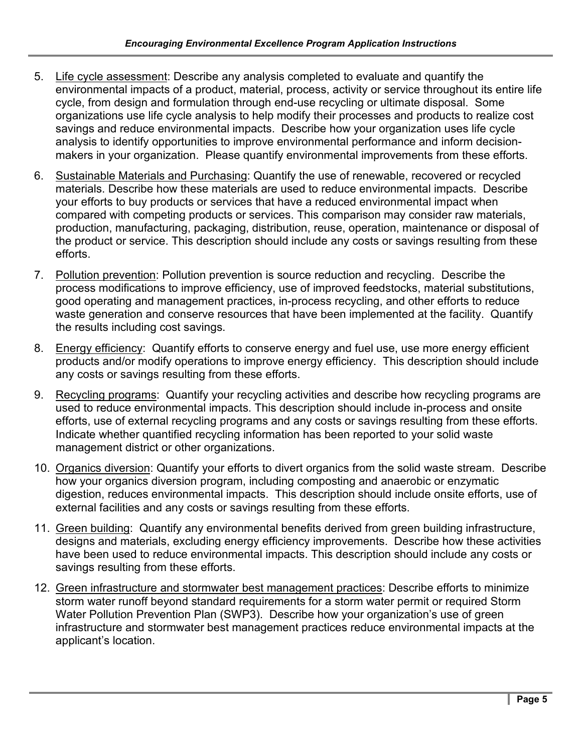5. Life cycle assessment: Describe any analysis completed to evaluate and quantify the environmental impacts of a product, material, process, activity or service throughout its entire life cycle, from design and formulation through end-use recycling or ultimate disposal. Some organizations use life cycle analysis to help modify their processes and products to realize cost savings and reduce environmental impacts. Describe how your organization uses life cycle analysis to identify opportunities to improve environmental performance and inform decision-makers in your organization. Please quantify environmental improvements from these efforts.

6. Sustainable Materials and Purchasing: Quantify the use of renewable, recovered or recycled materials. Describe how these materials are used to reduce environmental impacts. Describe your efforts to buy products or services that have a reduced environmental impact when compared with competing products or services. This comparison may consider raw materials, production, manufacturing, packaging, distribution, reuse, operation, maintenance or disposal of the product or service. This description should include any costs or savings resulting from these efforts.

7. Pollution prevention: Pollution prevention is source reduction and recycling. Describe the process modifications to improve efficiency, use of improved feedstocks, material substitutions, good operating and management practices, in-process recycling, and other efforts to reduce waste generation and conserve resources that have been implemented at the facility. Quantify the results including cost savings.

8. Energy efficiency: Quantify efforts to conserve energy and fuel use, use more energy efficient products and/or modify operations to improve energy efficiency. This description should include any costs or savings resulting from these efforts.

9. Recycling programs: Quantify your recycling activities and describe how recycling programs are used to reduce environmental impacts. This description should include in-process and onsite efforts, use of external recycling programs and any costs or savings resulting from these efforts. Indicate whether quantified recycling information has been reported to your solid waste management district or other organizations.

10. Organics diversion: Quantify your efforts to divert organics from the solid waste stream. Describe how your organics diversion program, including composting and anaerobic or enzymatic digestion, reduces environmental impacts. This description should include onsite efforts, use of external facilities and any costs or savings resulting from these efforts.

11. Green building: Quantify any environmental benefits derived from green building infrastructure, designs and materials, excluding energy efficiency improvements. Describe how these activities have been used to reduce environmental impacts. This description should include any costs or savings resulting from these efforts.

12. Green infrastructure and stormwater best management practices: Describe efforts to minimize storm water runoff beyond standard requirements for a storm water permit or required Storm Water Pollution Prevention Plan (SWP3). Describe how your organization's use of green infrastructure and stormwater best management practices reduce environmental impacts at the applicant's location.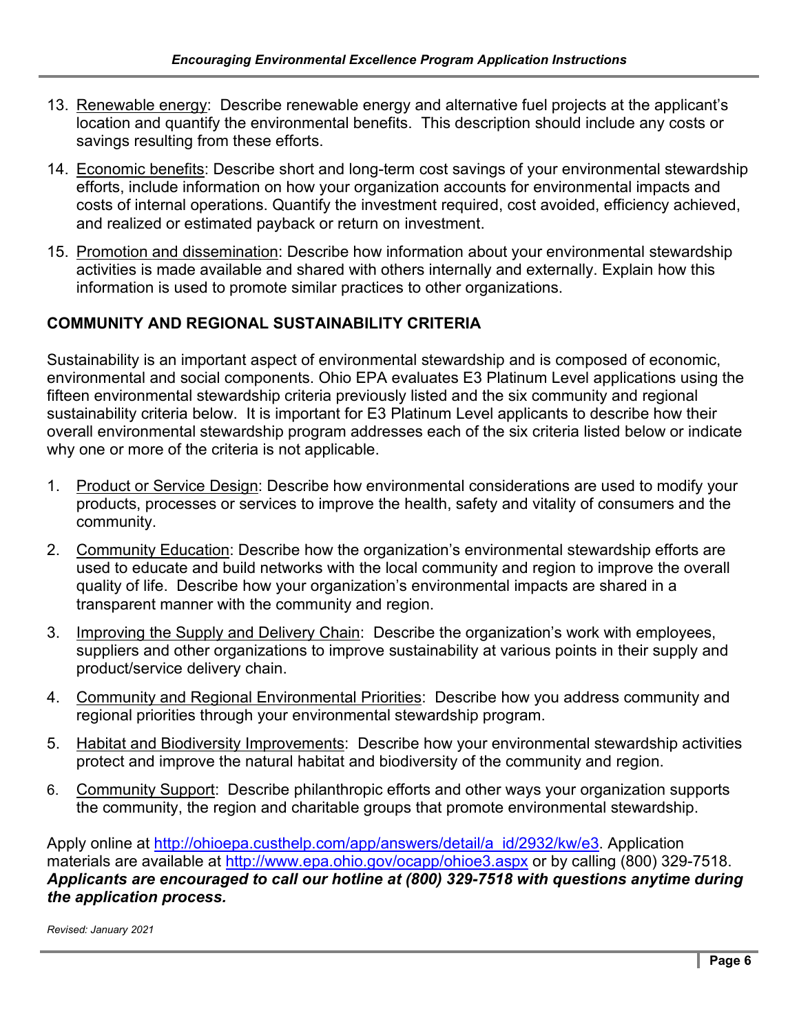13. Renewable energy: Describe renewable energy and alternative fuel projects at the applicant's location and quantify the environmental benefits. This description should include any costs or savings resulting from these efforts.
14. Economic benefits: Describe short and long-term cost savings of your environmental stewardship efforts, include information on how your organization accounts for environmental impacts and costs of internal operations. Quantify the investment required, cost avoided, efficiency achieved, and realized or estimated payback or return on investment.
15. Promotion and dissemination: Describe how information about your environmental stewardship activities is made available and shared with others internally and externally. Explain how this information is used to promote similar practices to other organizations.

## COMMUNITY AND REGIONAL SUSTAINABILITY CRITERIA

Sustainability is an important aspect of environmental stewardship and is composed of economic, environmental and social components. Ohio EPA evaluates E3 Platinum Level applications using the fifteen environmental stewardship criteria previously listed and the six community and regional sustainability criteria below. It is important for E3 Platinum Level applicants to describe how their overall environmental stewardship program addresses each of the six criteria listed below or indicate why one or more of the criteria is not applicable.

1. Product or Service Design: Describe how environmental considerations are used to modify your products, processes or services to improve the health, safety and vitality of consumers and the community.
2. Community Education: Describe how the organization's environmental stewardship efforts are used to educate and build networks with the local community and region to improve the overall quality of life. Describe how your organization's environmental impacts are shared in a transparent manner with the community and region.
3. Improving the Supply and Delivery Chain: Describe the organization's work with employees, suppliers and other organizations to improve sustainability at various points in their supply and product/service delivery chain.
4. Community and Regional Environmental Priorities: Describe how you address community and regional priorities through your environmental stewardship program.
5. Habitat and Biodiversity Improvements: Describe how your environmental stewardship activities protect and improve the natural habitat and biodiversity of the community and region.
6. Community Support: Describe philanthropic efforts and other ways your organization supports the community, the region and charitable groups that promote environmental stewardship.

Apply online at http://ohioepa.custhelp.com/app/answers/detail/a_id/2932/kw/e3. Application materials are available at http://www.epa.ohio.gov/ocapp/ohioe3.aspx or by calling (800) 329-7518. ***Applicants are encouraged to call our hotline at (800) 329-7518 with questions anytime during the application process.***

*Revised: January 2021*